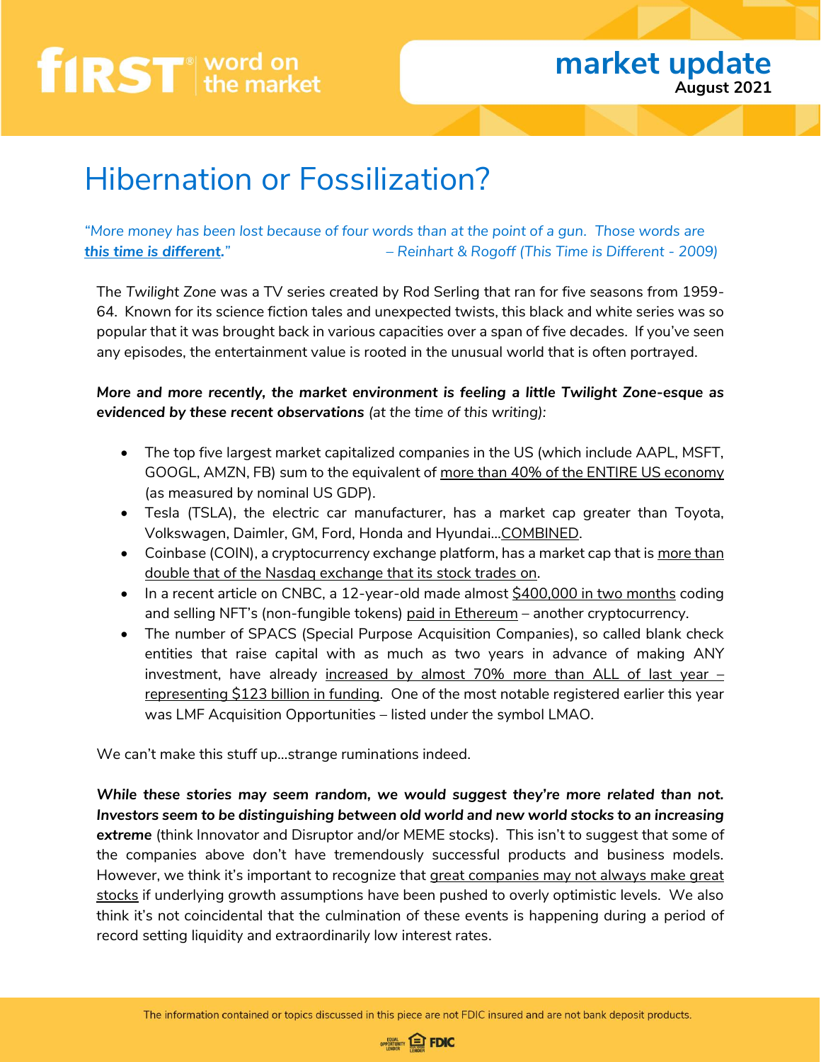**fIRST** word on the market

**market update**
**August 2021**

# Hibernation or Fossilization?

*"More money has been lost because of four words than at the point of a gun. Those words are **this time is different**."* *– Reinhart & Rogoff (This Time is Different - 2009)*

The *Twilight Zone* was a TV series created by Rod Serling that ran for five seasons from 1959-64. Known for its science fiction tales and unexpected twists, this black and white series was so popular that it was brought back in various capacities over a span of five decades. If you've seen any episodes, the entertainment value is rooted in the unusual world that is often portrayed.

***More and more recently, the market environment is feeling a little Twilight Zone-esque as evidenced by these recent observations*** *(at the time of this writing):*

- The top five largest market capitalized companies in the US (which include AAPL, MSFT, GOOGL, AMZN, FB) sum to the equivalent of more than 40% of the ENTIRE US economy (as measured by nominal US GDP).
- Tesla (TSLA), the electric car manufacturer, has a market cap greater than Toyota, Volkswagen, Daimler, GM, Ford, Honda and Hyundai…COMBINED.
- Coinbase (COIN), a cryptocurrency exchange platform, has a market cap that is more than double that of the Nasdaq exchange that its stock trades on.
- In a recent article on CNBC, a 12-year-old made almost $400,000 in two months coding and selling NFT's (non-fungible tokens) paid in Ethereum – another cryptocurrency.
- The number of SPACS (Special Purpose Acquisition Companies), so called blank check entities that raise capital with as much as two years in advance of making ANY investment, have already increased by almost 70% more than ALL of last year – representing $123 billion in funding. One of the most notable registered earlier this year was LMF Acquisition Opportunities – listed under the symbol LMAO.

We can't make this stuff up…strange ruminations indeed.

***While these stories may seem random, we would suggest they're more related than not. Investors seem to be distinguishing between old world and new world stocks to an increasing extreme*** (think Innovator and Disruptor and/or MEME stocks). This isn't to suggest that some of the companies above don't have tremendously successful products and business models. However, we think it's important to recognize that great companies may not always make great stocks if underlying growth assumptions have been pushed to overly optimistic levels. We also think it's not coincidental that the culmination of these events is happening during a period of record setting liquidity and extraordinarily low interest rates.

The information contained or topics discussed in this piece are not FDIC insured and are not bank deposit products.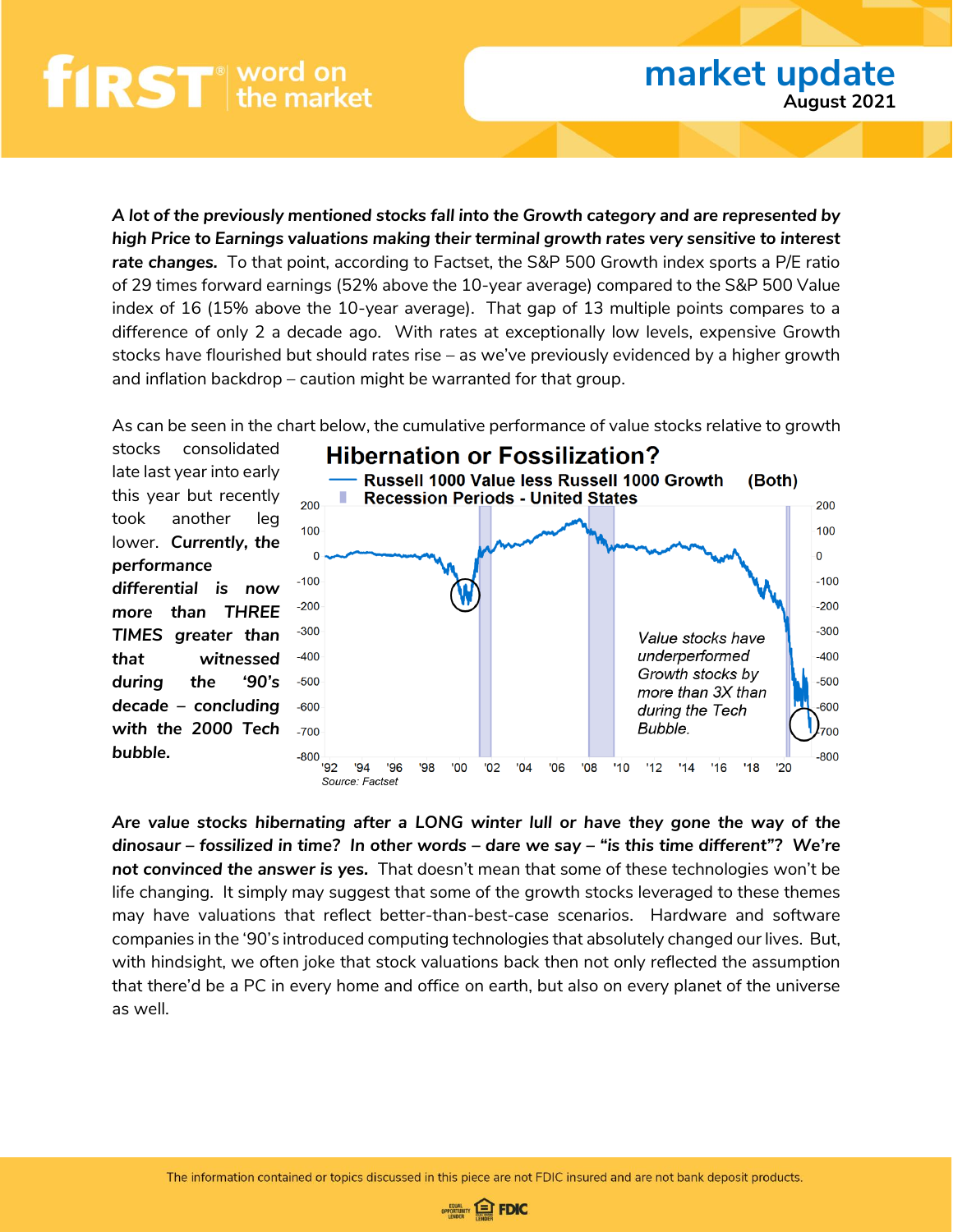***A lot of the previously mentioned stocks fall into the Growth category and are represented by high Price to Earnings valuations making their terminal growth rates very sensitive to interest rate changes.*** To that point, according to Factset, the S&P 500 Growth index sports a P/E ratio of 29 times forward earnings (52% above the 10-year average) compared to the S&P 500 Value index of 16 (15% above the 10-year average). That gap of 13 multiple points compares to a difference of only 2 a decade ago. With rates at exceptionally low levels, expensive Growth stocks have flourished but should rates rise – as we've previously evidenced by a higher growth and inflation backdrop – caution might be warranted for that group.

As can be seen in the chart below, the cumulative performance of value stocks relative to growth stocks consolidated late last year into early this year but recently took another leg lower. ***Currently, the performance differential is now more than THREE TIMES greater than that witnessed during the '90's decade – concluding with the 2000 Tech bubble.***

**Hibernation or Fossilization?**

Russell 1000 Value less Russell 1000 Growth (Both)
Recession Periods - United States

Value stocks have underperformed Growth stocks by more than 3X than during the Tech Bubble.

Source: Factset

***Are value stocks hibernating after a LONG winter lull or have they gone the way of the dinosaur – fossilized in time? In other words – dare we say – "is this time different"? We're not convinced the answer is yes.*** That doesn't mean that some of these technologies won't be life changing. It simply may suggest that some of the growth stocks leveraged to these themes may have valuations that reflect better-than-best-case scenarios. Hardware and software companies in the '90's introduced computing technologies that absolutely changed our lives. But, with hindsight, we often joke that stock valuations back then not only reflected the assumption that there'd be a PC in every home and office on earth, but also on every planet of the universe as well.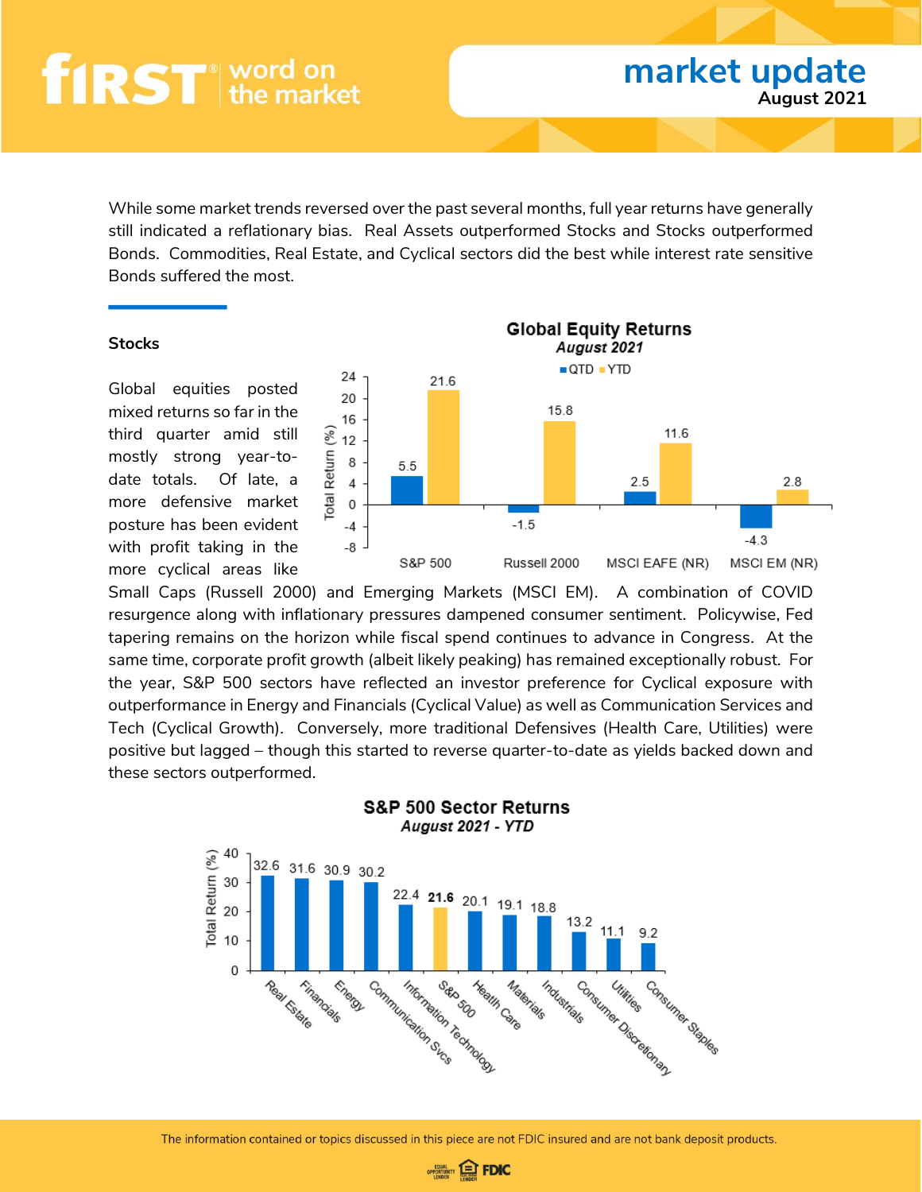While some market trends reversed over the past several months, full year returns have generally still indicated a reflationary bias. Real Assets outperformed Stocks and Stocks outperformed Bonds. Commodities, Real Estate, and Cyclical sectors did the best while interest rate sensitive Bonds suffered the most.

## Stocks

**Global Equity Returns**
*August 2021*

| | QTD | YTD |
|---|---|---|
| S&P 500 | 5.5 | 21.6 |
| Russell 2000 | -1.5 | 15.8 |
| MSCI EAFE (NR) | 2.5 | 11.6 |
| MSCI EM (NR) | -4.3 | 2.8 |

Global equities posted mixed returns so far in the third quarter amid still mostly strong year-to-date totals. Of late, a more defensive market posture has been evident with profit taking in the more cyclical areas like Small Caps (Russell 2000) and Emerging Markets (MSCI EM). A combination of COVID resurgence along with inflationary pressures dampened consumer sentiment. Policywise, Fed tapering remains on the horizon while fiscal spend continues to advance in Congress. At the same time, corporate profit growth (albeit likely peaking) has remained exceptionally robust. For the year, S&P 500 sectors have reflected an investor preference for Cyclical exposure with outperformance in Energy and Financials (Cyclical Value) as well as Communication Services and Tech (Cyclical Growth). Conversely, more traditional Defensives (Health Care, Utilities) were positive but lagged – though this started to reverse quarter-to-date as yields backed down and these sectors outperformed.

**S&P 500 Sector Returns**
*August 2021 - YTD*

| Sector | Total Return (%) |
|---|---|
| Real Estate | 32.6 |
| Financials | 31.6 |
| Energy | 30.9 |
| Communication Svcs | 30.2 |
| Information Technology | 22.4 |
| S&P 500 | 21.6 |
| Heath Care | 20.1 |
| Materials | 19.1 |
| Industrials | 18.8 |
| Consumer Discretionary | 13.2 |
| Utilities | 11.1 |
| Consumer Staples | 9.2 |

The information contained or topics discussed in this piece are not FDIC insured and are not bank deposit products.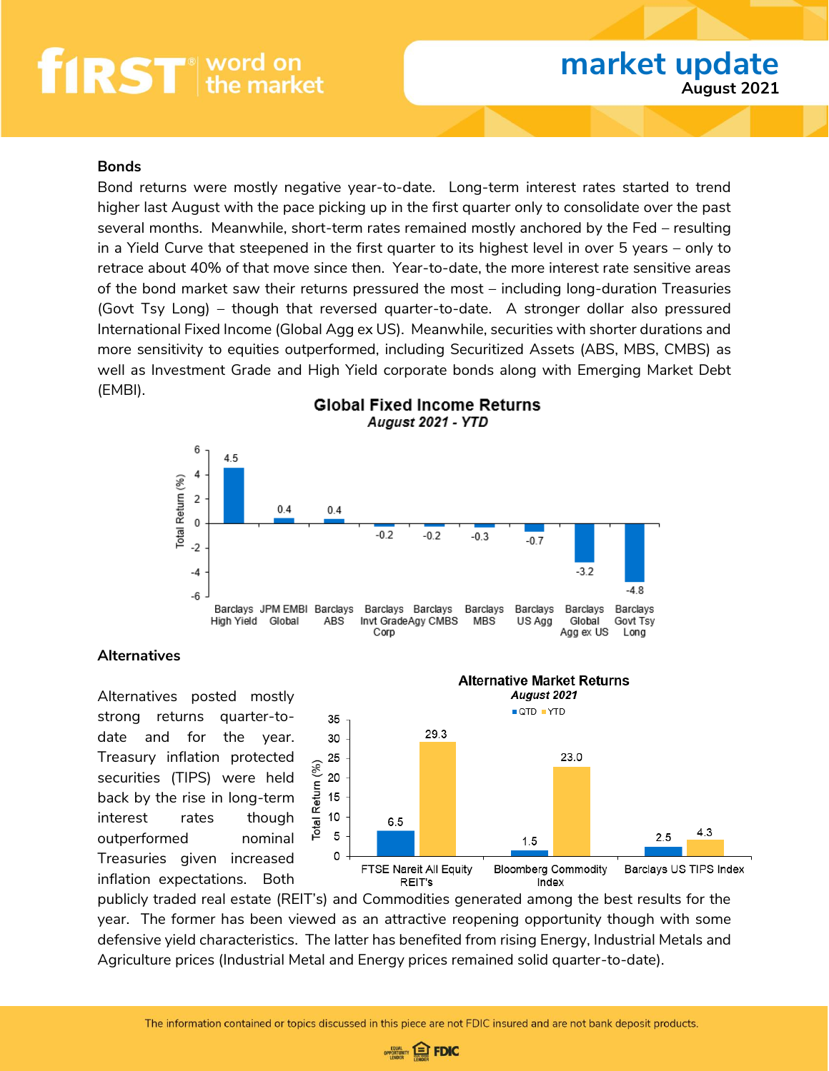## Bonds

Bond returns were mostly negative year-to-date. Long-term interest rates started to trend higher last August with the pace picking up in the first quarter only to consolidate over the past several months. Meanwhile, short-term rates remained mostly anchored by the Fed – resulting in a Yield Curve that steepened in the first quarter to its highest level in over 5 years – only to retrace about 40% of that move since then. Year-to-date, the more interest rate sensitive areas of the bond market saw their returns pressured the most – including long-duration Treasuries (Govt Tsy Long) – though that reversed quarter-to-date. A stronger dollar also pressured International Fixed Income (Global Agg ex US). Meanwhile, securities with shorter durations and more sensitivity to equities outperformed, including Securitized Assets (ABS, MBS, CMBS) as well as Investment Grade and High Yield corporate bonds along with Emerging Market Debt (EMBI).

**Global Fixed Income Returns**
*August 2021 - YTD*

| Index | Total Return (%) |
|---|---|
| Barclays High Yield | 4.5 |
| JPM EMBI Global | 0.4 |
| Barclays ABS | 0.4 |
| Barclays Invt Grade Corp | -0.2 |
| Barclays Agy CMBS | -0.2 |
| Barclays MBS | -0.3 |
| Barclays US Agg | -0.7 |
| Barclays Global Agg ex US | -3.2 |
| Barclays Govt Tsy Long | -4.8 |

## Alternatives

Alternatives posted mostly strong returns quarter-to-date and for the year. Treasury inflation protected securities (TIPS) were held back by the rise in long-term interest rates though outperformed nominal Treasuries given increased inflation expectations. Both publicly traded real estate (REIT's) and Commodities generated among the best results for the year. The former has been viewed as an attractive reopening opportunity though with some defensive yield characteristics. The latter has benefited from rising Energy, Industrial Metals and Agriculture prices (Industrial Metal and Energy prices remained solid quarter-to-date).

**Alternative Market Returns**
*August 2021*

| Index | QTD (%) | YTD (%) |
|---|---|---|
| FTSE Nareit All Equity REIT's | 6.5 | 29.3 |
| Bloomberg Commodity Index | 1.5 | 23.0 |
| Barclays US TIPS Index | 2.5 | 4.3 |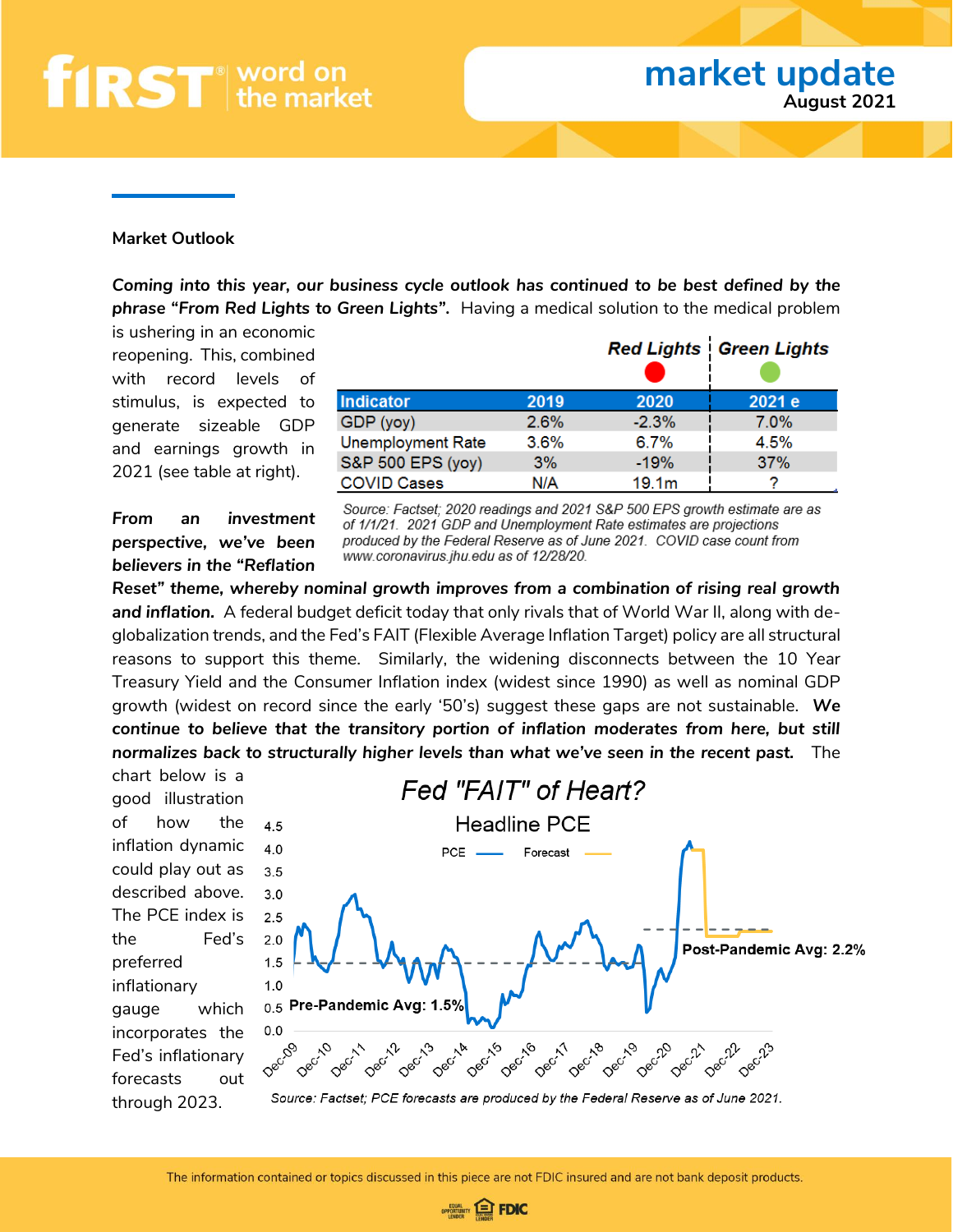## Market Outlook

***Coming into this year, our business cycle outlook has continued to be best defined by the phrase "From Red Lights to Green Lights".*** Having a medical solution to the medical problem is ushering in an economic reopening. This, combined with record levels of stimulus, is expected to generate sizeable GDP and earnings growth in 2021 (see table at right).

| | Red Lights | | Green Lights |
|---|---|---|---|
| **Indicator** | **2019** | **2020** | **2021 e** |
| GDP (yoy) | 2.6% | -2.3% | 7.0% |
| Unemployment Rate | 3.6% | 6.7% | 4.5% |
| S&P 500 EPS (yoy) | 3% | -19% | 37% |
| COVID Cases | N/A | 19.1m | ? |

*Source: Factset; 2020 readings and 2021 S&P 500 EPS growth estimate are as of 1/1/21. 2021 GDP and Unemployment Rate estimates are projections produced by the Federal Reserve as of June 2021. COVID case count from www.coronavirus.jhu.edu as of 12/28/20.*

***From an investment perspective, we've been believers in the "Reflation Reset" theme, whereby nominal growth improves from a combination of rising real growth and inflation.*** A federal budget deficit today that only rivals that of World War II, along with de-globalization trends, and the Fed's FAIT (Flexible Average Inflation Target) policy are all structural reasons to support this theme. Similarly, the widening disconnects between the 10 Year Treasury Yield and the Consumer Inflation index (widest since 1990) as well as nominal GDP growth (widest on record since the early '50's) suggest these gaps are not sustainable. ***We continue to believe that the transitory portion of inflation moderates from here, but still normalizes back to structurally higher levels than what we've seen in the recent past.*** The chart below is a good illustration of how the inflation dynamic could play out as described above. The PCE index is the Fed's preferred inflationary gauge which incorporates the Fed's inflationary forecasts out through 2023.

*Fed "FAIT" of Heart?*

Headline PCE

PCE — Forecast —

Pre-Pandemic Avg: 1.5%

Post-Pandemic Avg: 2.2%

*Source: Factset; PCE forecasts are produced by the Federal Reserve as of June 2021.*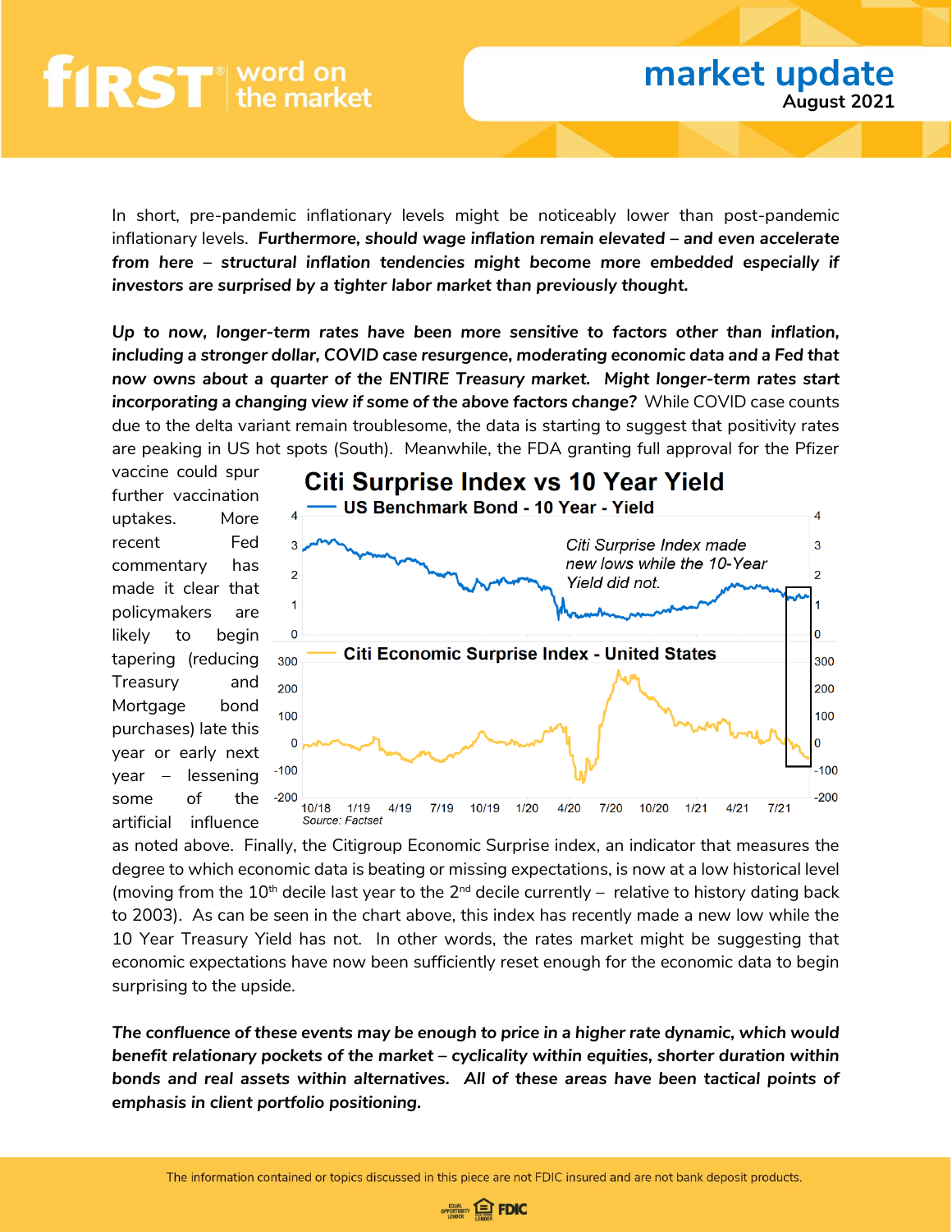In short, pre-pandemic inflationary levels might be noticeably lower than post-pandemic inflationary levels. ***Furthermore, should wage inflation remain elevated – and even accelerate from here – structural inflation tendencies might become more embedded especially if investors are surprised by a tighter labor market than previously thought.***

***Up to now, longer-term rates have been more sensitive to factors other than inflation, including a stronger dollar, COVID case resurgence, moderating economic data and a Fed that now owns about a quarter of the ENTIRE Treasury market. Might longer-term rates start incorporating a changing view if some of the above factors change?*** While COVID case counts due to the delta variant remain troublesome, the data is starting to suggest that positivity rates are peaking in US hot spots (South). Meanwhile, the FDA granting full approval for the Pfizer vaccine could spur further vaccination uptakes. More recent Fed commentary has made it clear that policymakers are likely to begin tapering (reducing Treasury and Mortgage bond purchases) late this year or early next year – lessening some of the artificial influence as noted above. Finally, the Citigroup Economic Surprise index, an indicator that measures the degree to which economic data is beating or missing expectations, is now at a low historical level (moving from the 10th decile last year to the 2nd decile currently – relative to history dating back to 2003). As can be seen in the chart above, this index has recently made a new low while the 10 Year Treasury Yield has not. In other words, the rates market might be suggesting that economic expectations have now been sufficiently reset enough for the economic data to begin surprising to the upside.

**Citi Surprise Index vs 10 Year Yield**

*Source: Factset*

***The confluence of these events may be enough to price in a higher rate dynamic, which would benefit relationary pockets of the market – cyclicality within equities, shorter duration within bonds and real assets within alternatives. All of these areas have been tactical points of emphasis in client portfolio positioning.***

The information contained or topics discussed in this piece are not FDIC insured and are not bank deposit products.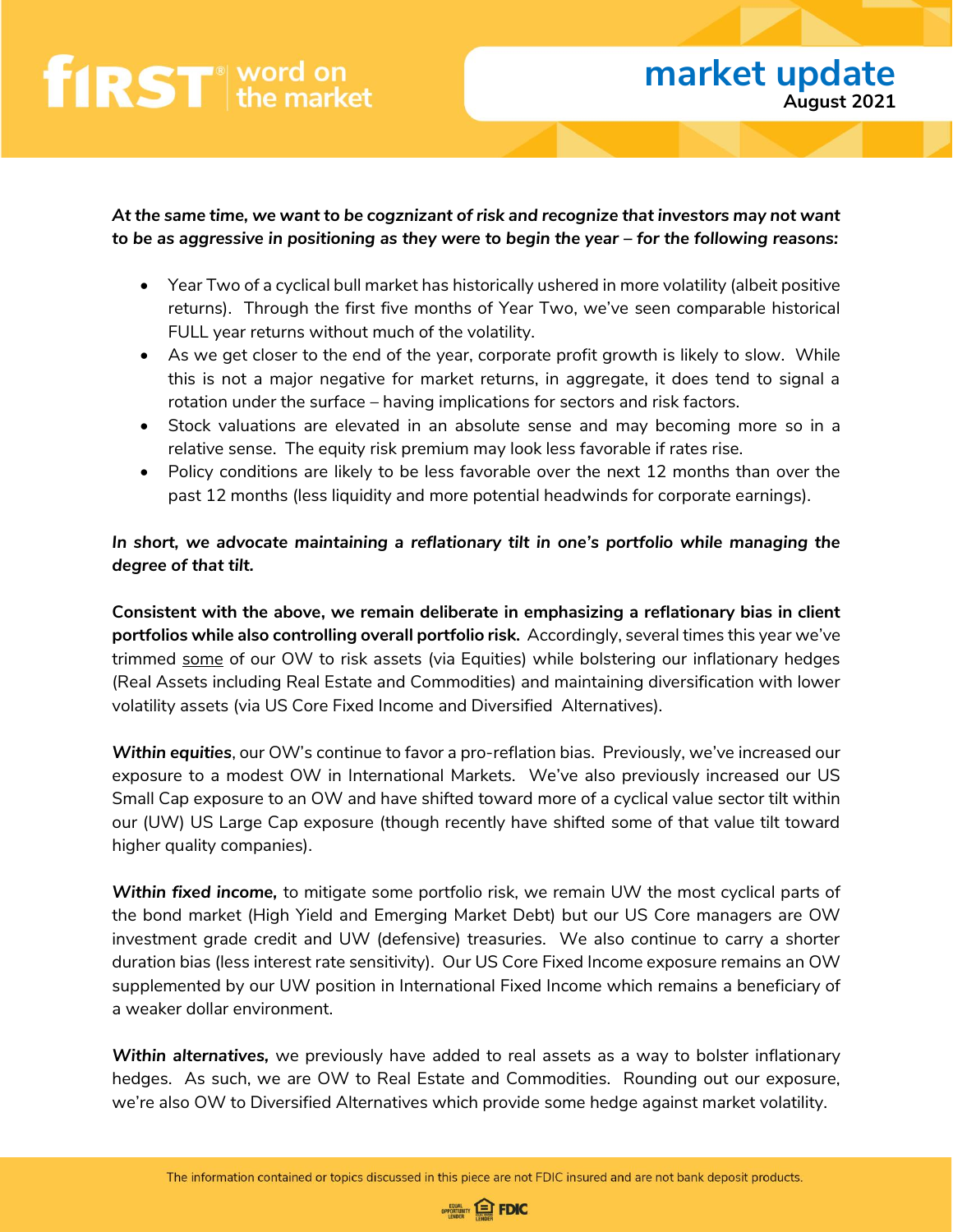***At the same time, we want to be cogznizant of risk and recognize that investors may not want to be as aggressive in positioning as they were to begin the year – for the following reasons:***

- Year Two of a cyclical bull market has historically ushered in more volatility (albeit positive returns). Through the first five months of Year Two, we've seen comparable historical FULL year returns without much of the volatility.
- As we get closer to the end of the year, corporate profit growth is likely to slow. While this is not a major negative for market returns, in aggregate, it does tend to signal a rotation under the surface – having implications for sectors and risk factors.
- Stock valuations are elevated in an absolute sense and may becoming more so in a relative sense. The equity risk premium may look less favorable if rates rise.
- Policy conditions are likely to be less favorable over the next 12 months than over the past 12 months (less liquidity and more potential headwinds for corporate earnings).

***In short, we advocate maintaining a reflationary tilt in one's portfolio while managing the degree of that tilt.***

**Consistent with the above, we remain deliberate in emphasizing a reflationary bias in client portfolios while also controlling overall portfolio risk.** Accordingly, several times this year we've trimmed some of our OW to risk assets (via Equities) while bolstering our inflationary hedges (Real Assets including Real Estate and Commodities) and maintaining diversification with lower volatility assets (via US Core Fixed Income and Diversified Alternatives).

***Within equities***, our OW's continue to favor a pro-reflation bias. Previously, we've increased our exposure to a modest OW in International Markets. We've also previously increased our US Small Cap exposure to an OW and have shifted toward more of a cyclical value sector tilt within our (UW) US Large Cap exposure (though recently have shifted some of that value tilt toward higher quality companies).

***Within fixed income,*** to mitigate some portfolio risk, we remain UW the most cyclical parts of the bond market (High Yield and Emerging Market Debt) but our US Core managers are OW investment grade credit and UW (defensive) treasuries. We also continue to carry a shorter duration bias (less interest rate sensitivity). Our US Core Fixed Income exposure remains an OW supplemented by our UW position in International Fixed Income which remains a beneficiary of a weaker dollar environment.

***Within alternatives,*** we previously have added to real assets as a way to bolster inflationary hedges. As such, we are OW to Real Estate and Commodities. Rounding out our exposure, we're also OW to Diversified Alternatives which provide some hedge against market volatility.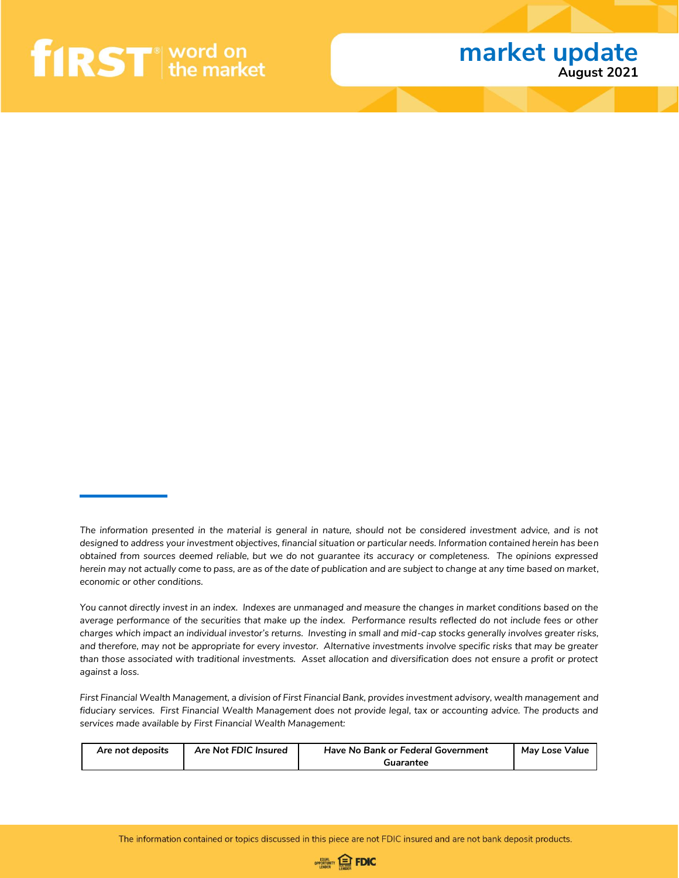*The information presented in the material is general in nature, should not be considered investment advice, and is not designed to address your investment objectives, financial situation or particular needs. Information contained herein has been obtained from sources deemed reliable, but we do not guarantee its accuracy or completeness. The opinions expressed herein may not actually come to pass, are as of the date of publication and are subject to change at any time based on market, economic or other conditions.*

*You cannot directly invest in an index. Indexes are unmanaged and measure the changes in market conditions based on the average performance of the securities that make up the index. Performance results reflected do not include fees or other charges which impact an individual investor's returns. Investing in small and mid-cap stocks generally involves greater risks, and therefore, may not be appropriate for every investor. Alternative investments involve specific risks that may be greater than those associated with traditional investments. Asset allocation and diversification does not ensure a profit or protect against a loss.*

*First Financial Wealth Management, a division of First Financial Bank, provides investment advisory, wealth management and fiduciary services. First Financial Wealth Management does not provide legal, tax or accounting advice. The products and services made available by First Financial Wealth Management:*

| | | | |
|---|---|---|---|
| ***Are not deposits*** | ***Are Not FDIC Insured*** | ***Have No Bank or Federal Government Guarantee*** | ***May Lose Value*** |

The information contained or topics discussed in this piece are not FDIC insured and are not bank deposit products.